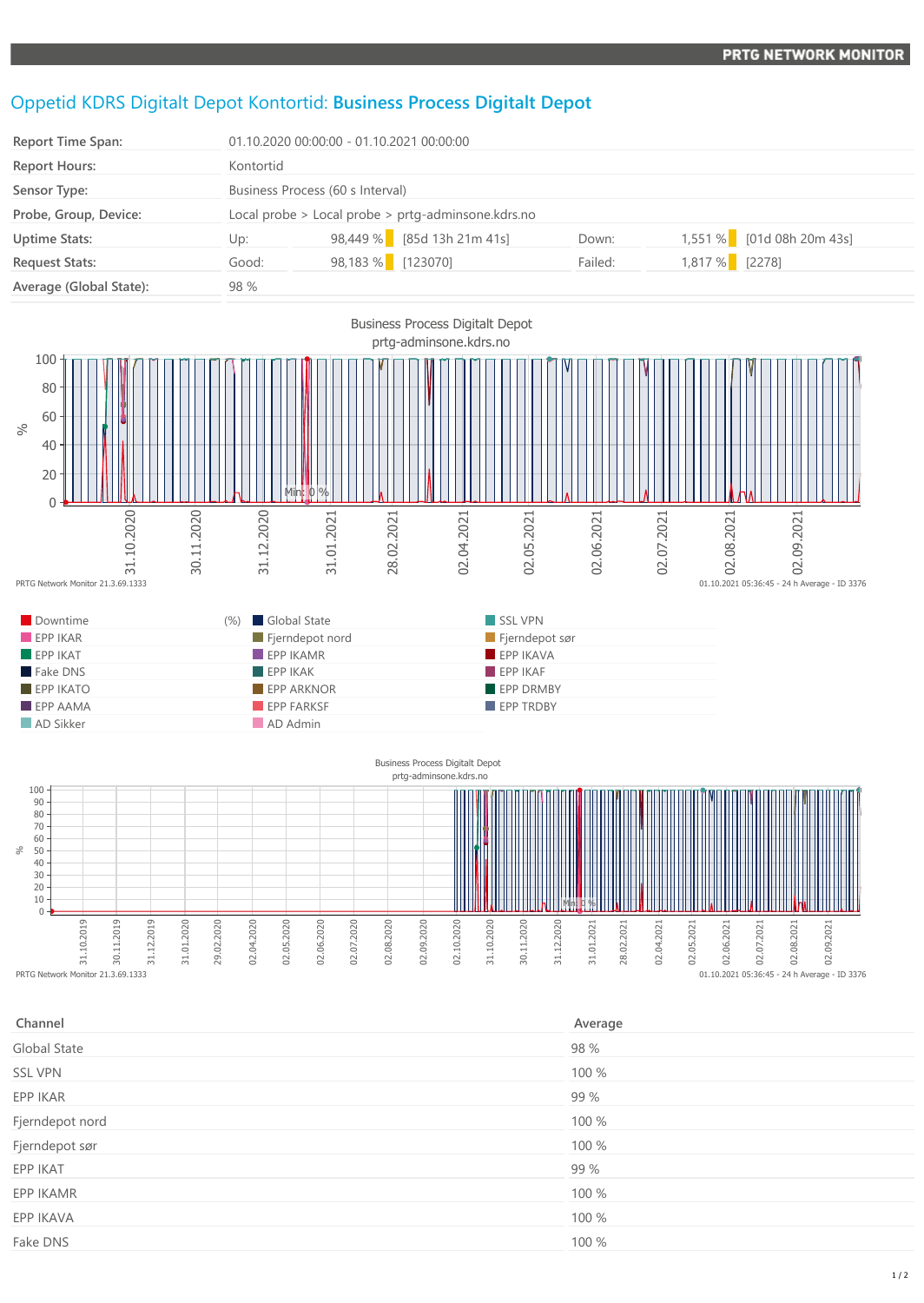# Oppetid KDRS Digitalt Depot Kontortid: **Business Process Digitalt Depot**

| | | | | | |
|---|---|---|---|---|---|
| **Report Time Span:** | 01.10.2020 00:00:00 - 01.10.2021 00:00:00 | | | | |
| **Report Hours:** | Kontortid | | | | |
| **Sensor Type:** | Business Process (60 s Interval) | | | | |
| **Probe, Group, Device:** | Local probe > Local probe > prtg-adminsone.kdrs.no | | | | |
| **Uptime Stats:** | Up: | 98,449 % [85d 13h 21m 41s] | Down: | 1,551 % [01d 08h 20m 43s] | |
| **Request Stats:** | Good: | 98,183 % [123070] | Failed: | 1,817 % [2278] | |
| **Average (Global State):** | 98 % | | | | |

Business Process Digitalt Depot
prtg-adminsone.kdrs.no

PRTG Network Monitor 21.3.69.1333

01.10.2021 05:36:45 - 24 h Average - ID 3376

Downtime (%), Global State, SSL VPN, EPP IKAR, Fjerndepot nord, Fjerndepot sør, EPP IKAT, EPP IKAMR, EPP IKAVA, Fake DNS, EPP IKAK, EPP IKAF, EPP IKATO, EPP ARKNOR, EPP DRMBY, EPP AAMA, EPP FARKSF, EPP TRDBY, AD Sikker, AD Admin

Business Process Digitalt Depot
prtg-adminsone.kdrs.no

PRTG Network Monitor 21.3.69.1333

01.10.2021 05:36:45 - 24 h Average - ID 3376

| Channel | Average |
|---|---|
| Global State | 98 % |
| SSL VPN | 100 % |
| EPP IKAR | 99 % |
| Fjerndepot nord | 100 % |
| Fjerndepot sør | 100 % |
| EPP IKAT | 99 % |
| EPP IKAMR | 100 % |
| EPP IKAVA | 100 % |
| Fake DNS | 100 % |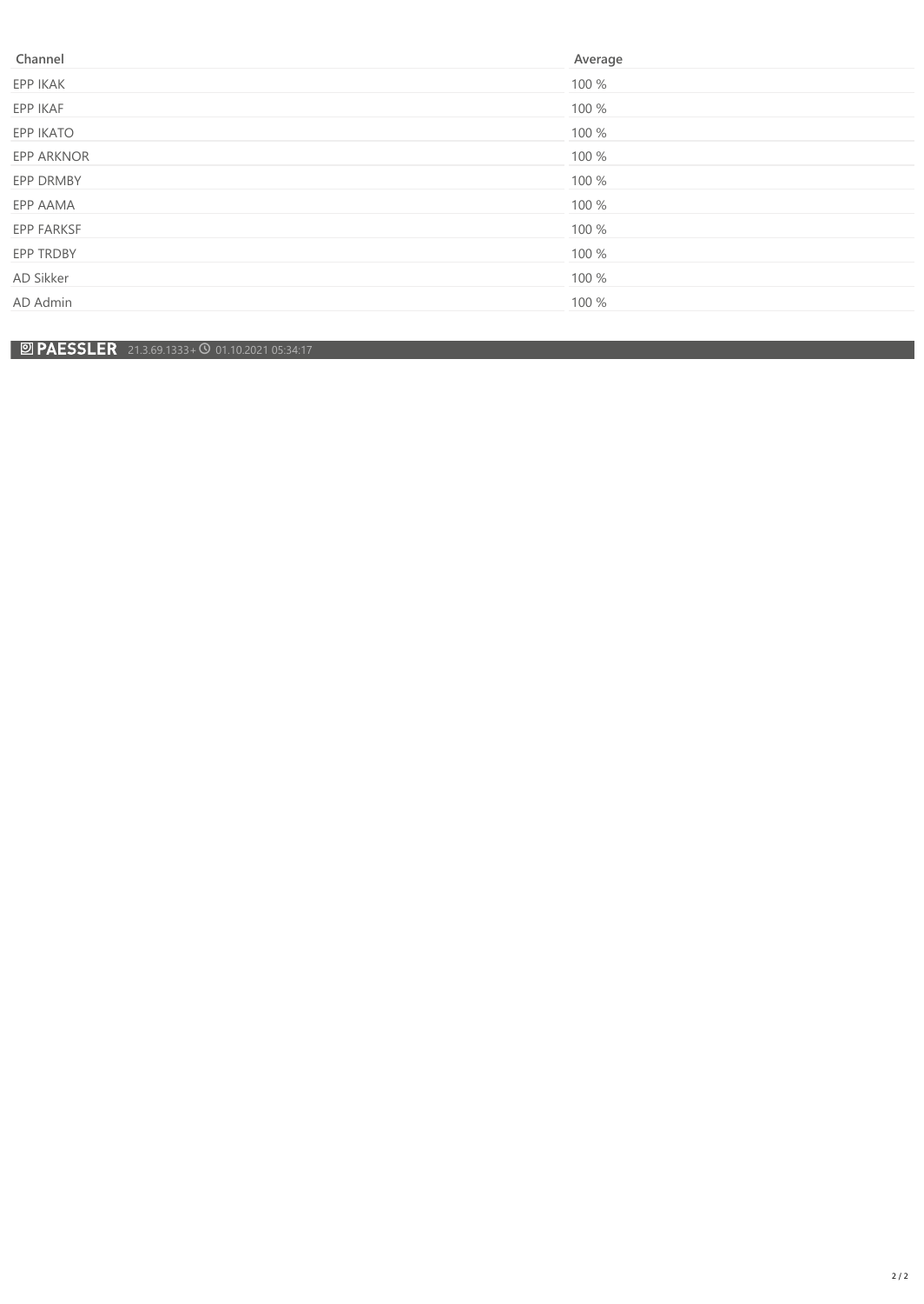| Channel | Average |
| --- | --- |
| EPP IKAK | 100 % |
| EPP IKAF | 100 % |
| EPP IKATO | 100 % |
| EPP ARKNOR | 100 % |
| EPP DRMBY | 100 % |
| EPP AAMA | 100 % |
| EPP FARKSF | 100 % |
| EPP TRDBY | 100 % |
| AD Sikker | 100 % |
| AD Admin | 100 % |

PAESSLER 21.3.69.1333+ 01.10.2021 05:34:17